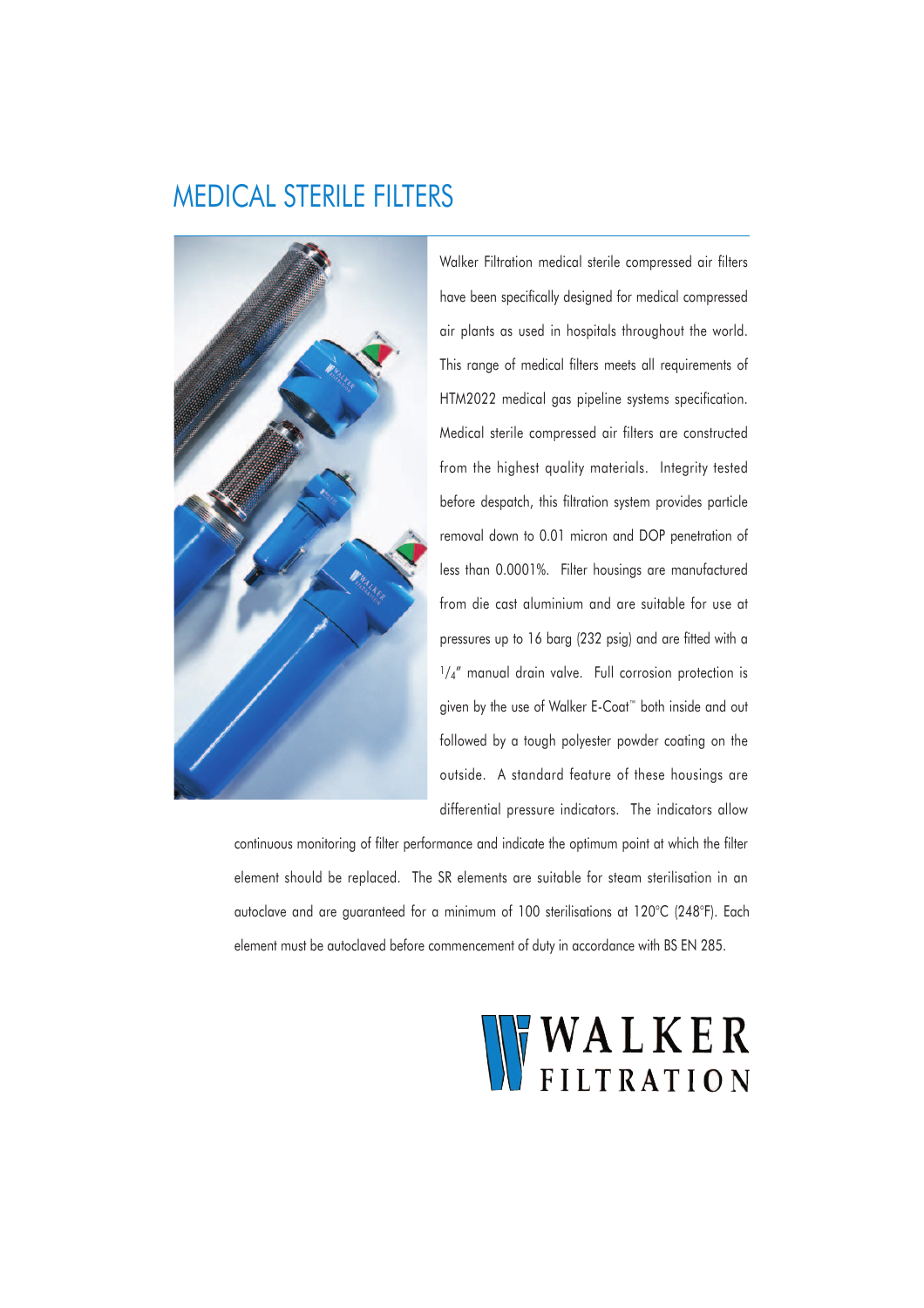# MEDICAL STERILE FILTERS

Walker Filtration medical sterile compressed air filters have been specifically designed for medical compressed air plants as used in hospitals throughout the world. This range of medical filters meets all requirements of HTM2022 medical gas pipeline systems specification. Medical sterile compressed air filters are constructed from the highest quality materials. Integrity tested before despatch, this filtration system provides particle removal down to 0.01 micron and DOP penetration of less than 0.0001%. Filter housings are manufactured from die cast aluminium and are suitable for use at pressures up to 16 barg (232 psig) and are fitted with a $^{1}/_{4}$" manual drain valve. Full corrosion protection is given by the use of Walker E-Coat™ both inside and out followed by a tough polyester powder coating on the outside. A standard feature of these housings are differential pressure indicators. The indicators allow continuous monitoring of filter performance and indicate the optimum point at which the filter element should be replaced. The SR elements are suitable for steam sterilisation in an autoclave and are guaranteed for a minimum of 100 sterilisations at 120°C (248°F). Each element must be autoclaved before commencement of duty in accordance with BS EN 285.

WALKER FILTRATION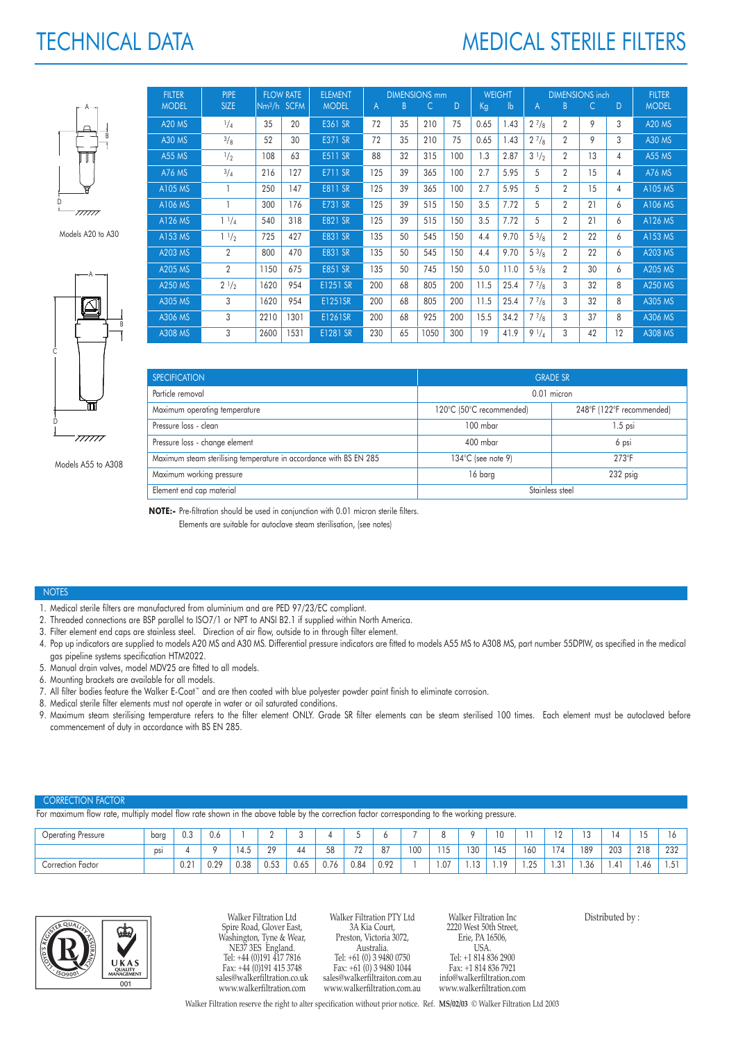# TECHNICAL DATA

# MEDICAL STERILE FILTERS

A
B
D

Models A20 to A30

A
B
C
D

Models A55 to A308

| FILTER MODEL | PIPE SIZE | FLOW RATE Nm³/h | FLOW RATE SCFM | ELEMENT MODEL | DIMENSIONS mm A | B | C | D | WEIGHT Kg | lb | DIMENSIONS inch A | B | C | D | FILTER MODEL |
|---|---|---|---|---|---|---|---|---|---|---|---|---|---|---|---|
| A20 MS | 1/4 | 35 | 20 | E361 SR | 72 | 35 | 210 | 75 | 0.65 | 1.43 | 2 7/8 | 2 | 9 | 3 | A20 MS |
| A30 MS | 3/8 | 52 | 30 | E371 SR | 72 | 35 | 210 | 75 | 0.65 | 1.43 | 2 7/8 | 2 | 9 | 3 | A30 MS |
| A55 MS | 1/2 | 108 | 63 | E511 SR | 88 | 32 | 315 | 100 | 1.3 | 2.87 | 3 1/2 | 2 | 13 | 4 | A55 MS |
| A76 MS | 3/4 | 216 | 127 | E711 SR | 125 | 39 | 365 | 100 | 2.7 | 5.95 | 5 | 2 | 15 | 4 | A76 MS |
| A105 MS | 1 | 250 | 147 | E811 SR | 125 | 39 | 365 | 100 | 2.7 | 5.95 | 5 | 2 | 15 | 4 | A105 MS |
| A106 MS | 1 | 300 | 176 | E731 SR | 125 | 39 | 515 | 150 | 3.5 | 7.72 | 5 | 2 | 21 | 6 | A106 MS |
| A126 MS | 1 1/4 | 540 | 318 | E821 SR | 125 | 39 | 515 | 150 | 3.5 | 7.72 | 5 | 2 | 21 | 6 | A126 MS |
| A153 MS | 1 1/2 | 725 | 427 | E831 SR | 135 | 50 | 545 | 150 | 4.4 | 9.70 | 5 3/8 | 2 | 22 | 6 | A153 MS |
| A203 MS | 2 | 800 | 470 | E831 SR | 135 | 50 | 545 | 150 | 4.4 | 9.70 | 5 3/8 | 2 | 22 | 6 | A203 MS |
| A205 MS | 2 | 1150 | 675 | E851 SR | 135 | 50 | 745 | 150 | 5.0 | 11.0 | 5 3/8 | 2 | 30 | 6 | A205 MS |
| A250 MS | 2 1/2 | 1620 | 954 | E1251 SR | 200 | 68 | 805 | 200 | 11.5 | 25.4 | 7 7/8 | 3 | 32 | 8 | A250 MS |
| A305 MS | 3 | 1620 | 954 | E1251SR | 200 | 68 | 805 | 200 | 11.5 | 25.4 | 7 7/8 | 3 | 32 | 8 | A305 MS |
| A306 MS | 3 | 2210 | 1301 | E1261SR | 200 | 68 | 925 | 200 | 15.5 | 34.2 | 7 7/8 | 3 | 37 | 8 | A306 MS |
| A308 MS | 3 | 2600 | 1531 | E1281 SR | 230 | 65 | 1050 | 300 | 19 | 41.9 | 9 1/4 | 3 | 42 | 12 | A308 MS |

| SPECIFICATION | GRADE SR | |
|---|---|---|
| Particle removal | 0.01 micron | |
| Maximum operating temperature | 120°C (50°C recommended) | 248°F (122°F recommended) |
| Pressure loss - clean | 100 mbar | 1.5 psi |
| Pressure loss - change element | 400 mbar | 6 psi |
| Maximum steam sterilising temperature in accordance with BS EN 285 | 134°C (see note 9) | 273°F |
| Maximum working pressure | 16 barg | 232 psig |
| Element end cap material | Stainless steel | |

**NOTE:-** Pre-filtration should be used in conjunction with 0.01 micron sterile filters.
Elements are suitable for autoclave steam sterilisation, (see notes)

## NOTES

1. Medical sterile filters are manufactured from aluminium and are PED 97/23/EC compliant.
2. Threaded connections are BSP parallel to ISO7/1 or NPT to ANSI B2.1 if supplied within North America.
3. Filter element end caps are stainless steel. Direction of air flow, outside to in through filter element.
4. Pop up indicators are supplied to models A20 MS and A30 MS. Differential pressure indicators are fitted to models A55 MS to A308 MS, part number 55DPIW, as specified in the medical gas pipeline systems specification HTM2022.
5. Manual drain valves, model MDV25 are fitted to all models.
6. Mounting brackets are available for all models.
7. All filter bodies feature the Walker E-Coat™ and are then coated with blue polyester powder paint finish to eliminate corrosion.
8. Medical sterile filter elements must not operate in water or oil saturated conditions.
9. Maximum steam sterilising temperature refers to the filter element ONLY. Grade SR filter elements can be steam sterilised 100 times. Each element must be autoclaved before commencement of duty in accordance with BS EN 285.

## CORRECTION FACTOR

For maximum flow rate, multiply model flow rate shown in the above table by the correction factor corresponding to the working pressure.

| Operating Pressure | barg | 0.3 | 0.6 | 1 | 2 | 3 | 4 | 5 | 6 | 7 | 8 | 9 | 10 | 11 | 12 | 13 | 14 | 15 | 16 |
|---|---|---|---|---|---|---|---|---|---|---|---|---|---|---|---|---|---|---|---|
| | psi | 4 | 9 | 14.5 | 29 | 44 | 58 | 72 | 87 | 100 | 115 | 130 | 145 | 160 | 174 | 189 | 203 | 218 | 232 |
| Correction Factor | | 0.21 | 0.29 | 0.38 | 0.53 | 0.65 | 0.76 | 0.84 | 0.92 | 1 | 1.07 | 1.13 | 1.19 | 1.25 | 1.31 | 1.36 | 1.41 | 1.46 | 1.51 |

LLOYD'S REGISTER QUALITY ASSURANCE ISO9001 — UKAS QUALITY MANAGEMENT 001

Walker Filtration Ltd
Spire Road, Glover East,
Washington, Tyne & Wear,
NE37 3ES England.
Tel: +44 (0)191 417 7816
Fax: +44 (0)191 415 3748
sales@walkerfiltration.co.uk
www.walkerfiltration.com

Walker Filtration PTY Ltd
3A Kia Court,
Preston, Victoria 3072,
Australia.
Tel: +61 (0) 3 9480 0750
Fax: +61 (0) 3 9480 1044
sales@walkerfiltraiton.com.au
www.walkerfiltration.com.au

Walker Filtration Inc
2220 West 50th Street,
Erie, PA 16506,
USA.
Tel: +1 814 836 2900
Fax: +1 814 836 7921
info@walkerfiltration.com
www.walkerfiltration.com

Distributed by :

Walker Filtration reserve the right to alter specification without prior notice. Ref. **MS/02/03** © Walker Filtration Ltd 2003